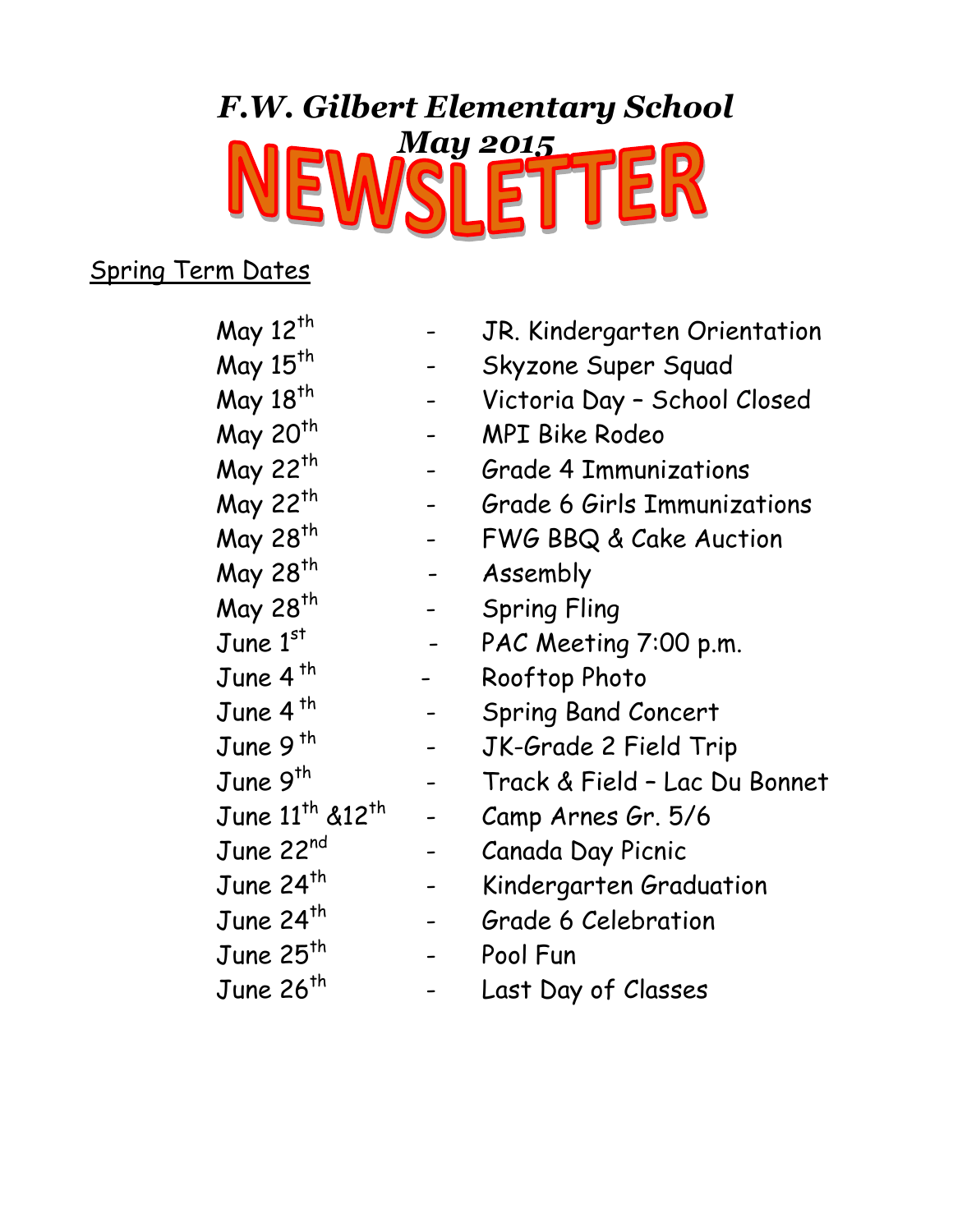# *F.W. Gilbert Elementary School*

## *May 2015*

# NEWSLETTER

Spring Term Dates

| | | |
|---|---|---|
| May 12th | - | JR. Kindergarten Orientation |
| May 15th | - | Skyzone Super Squad |
| May 18th | - | Victoria Day – School Closed |
| May 20th | - | MPI Bike Rodeo |
| May 22nd | - | Grade 4 Immunizations |
| May 22nd | - | Grade 6 Girls Immunizations |
| May 28th | - | FWG BBQ & Cake Auction |
| May 28th | - | Assembly |
| May 28th | - | Spring Fling |
| June 1st | - | PAC Meeting 7:00 p.m. |
| June 4th | - | Rooftop Photo |
| June 4th | - | Spring Band Concert |
| June 9th | - | JK-Grade 2 Field Trip |
| June 9th | - | Track & Field – Lac Du Bonnet |
| June 11th &12th | - | Camp Arnes Gr. 5/6 |
| June 22nd | - | Canada Day Picnic |
| June 24th | - | Kindergarten Graduation |
| June 24th | - | Grade 6 Celebration |
| June 25th | - | Pool Fun |
| June 26th | - | Last Day of Classes |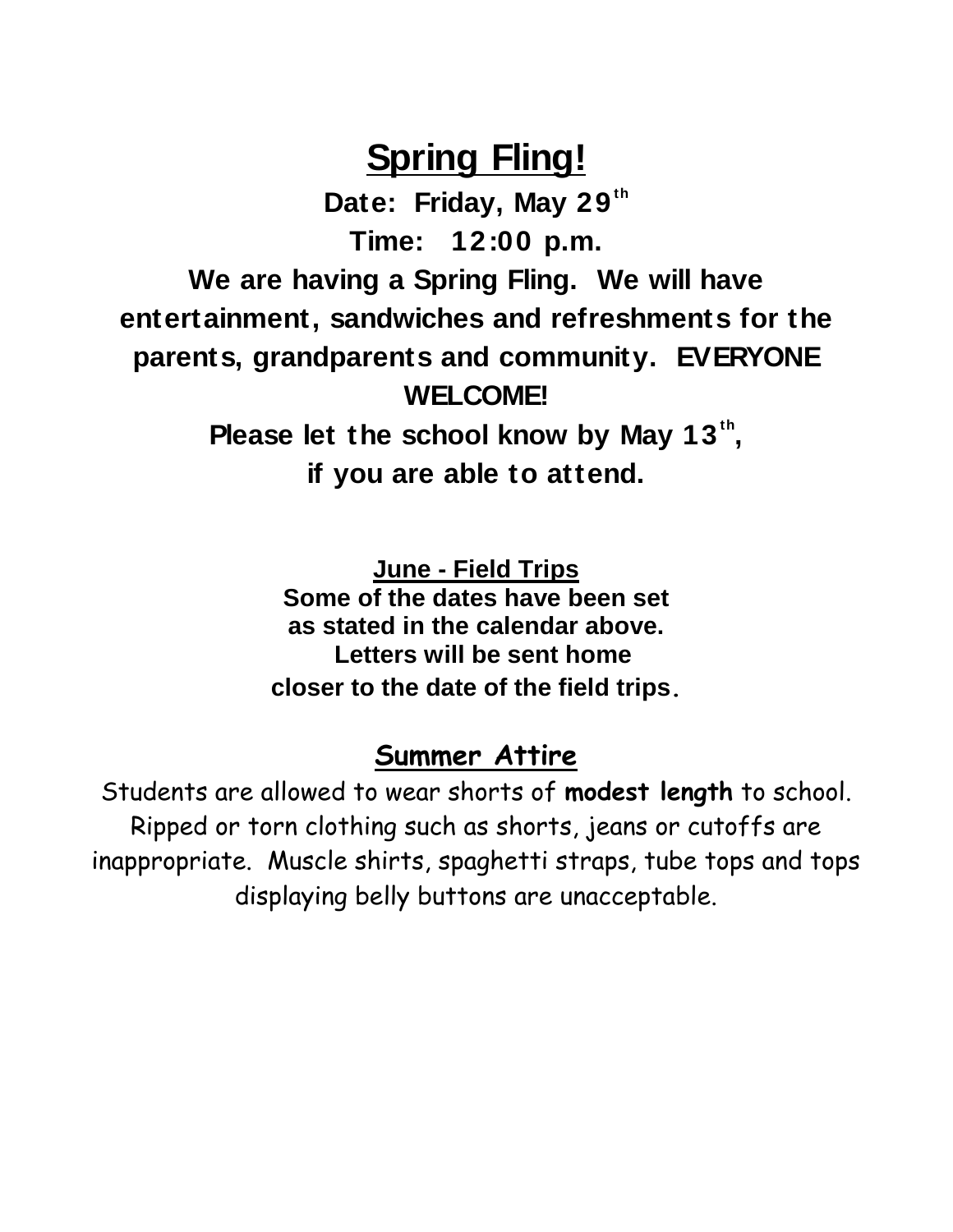# Spring Fling!

**Date: Friday, May 29th**

**Time: 12:00 p.m.**

**We are having a Spring Fling. We will have entertainment, sandwiches and refreshments for the parents, grandparents and community. EVERYONE WELCOME!**

**Please let the school know by May 13th, if you are able to attend.**

## June - Field Trips

**Some of the dates have been set as stated in the calendar above. Letters will be sent home closer to the date of the field trips.**

## Summer Attire

Students are allowed to wear shorts of **modest length** to school. Ripped or torn clothing such as shorts, jeans or cutoffs are inappropriate. Muscle shirts, spaghetti straps, tube tops and tops displaying belly buttons are unacceptable.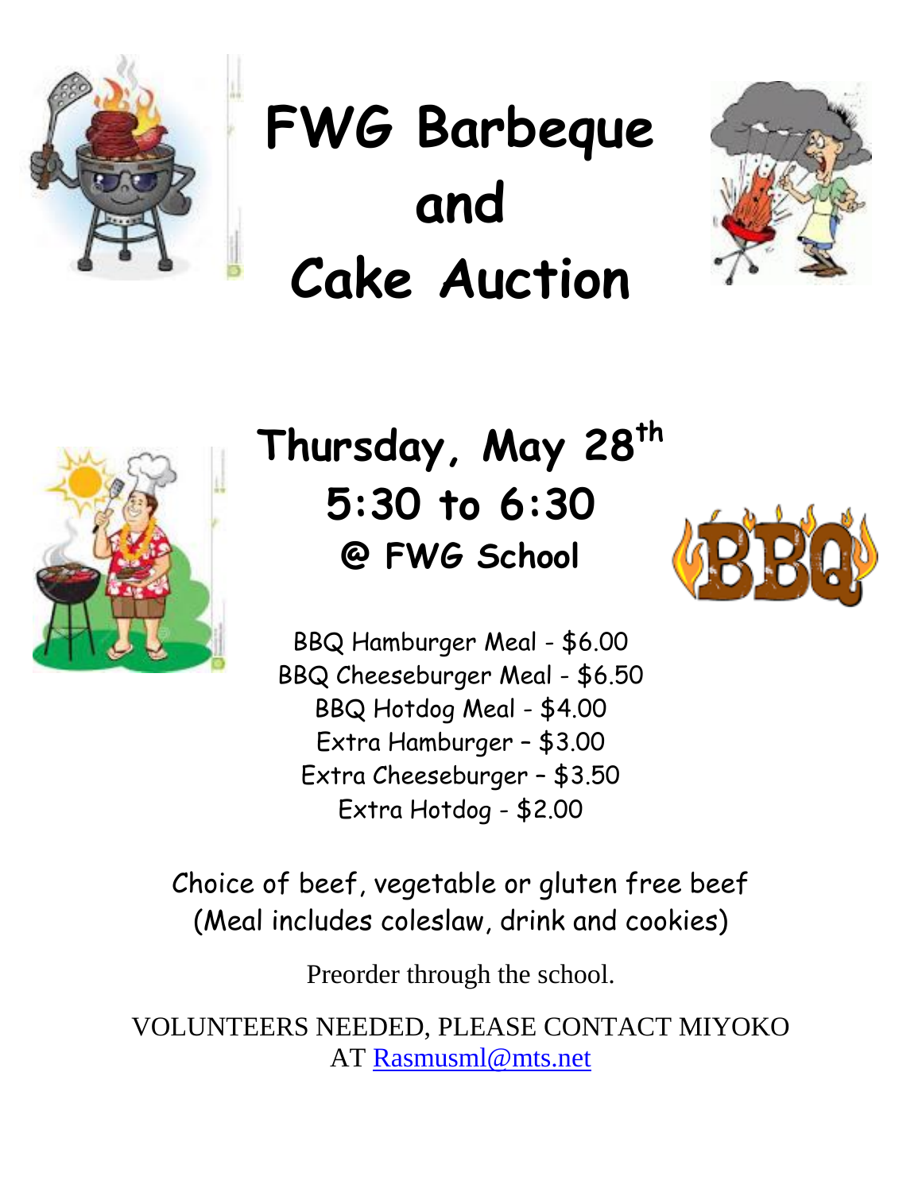# FWG Barbeque and Cake Auction

## Thursday, May 28th
## 5:30 to 6:30
### @ FWG School

BBQ Hamburger Meal - $6.00
BBQ Cheeseburger Meal - $6.50
BBQ Hotdog Meal - $4.00
Extra Hamburger – $3.00
Extra Cheeseburger – $3.50
Extra Hotdog - $2.00

Choice of beef, vegetable or gluten free beef
(Meal includes coleslaw, drink and cookies)

Preorder through the school.

VOLUNTEERS NEEDED, PLEASE CONTACT MIYOKO AT Rasmusml@mts.net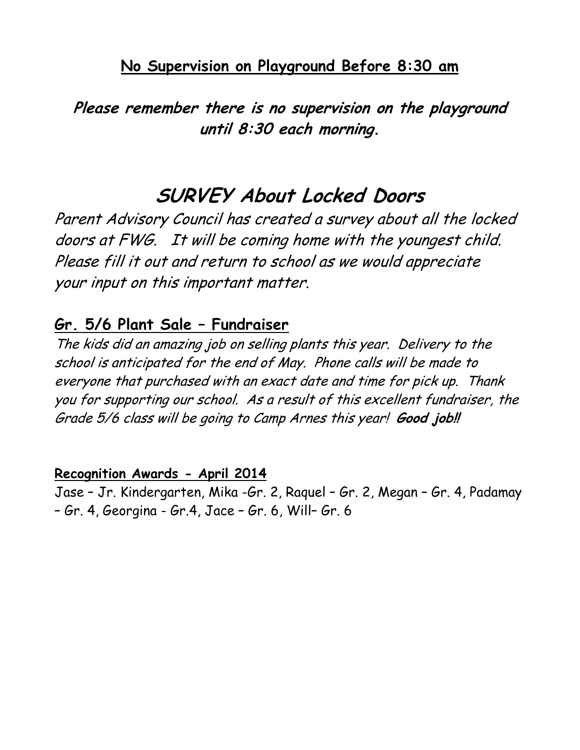**No Supervision on Playground Before 8:30 am**

***Please remember there is no supervision on the playground until 8:30 each morning.***

# SURVEY About Locked Doors

*Parent Advisory Council has created a survey about all the locked doors at FWG. It will be coming home with the youngest child. Please fill it out and return to school as we would appreciate your input on this important matter.*

## Gr. 5/6 Plant Sale – Fundraiser

*The kids did an amazing job on selling plants this year. Delivery to the school is anticipated for the end of May. Phone calls will be made to everyone that purchased with an exact date and time for pick up. Thank you for supporting our school. As a result of this excellent fundraiser, the Grade 5/6 class will be going to Camp Arnes this year!* ***Good job!!***

**Recognition Awards - April 2014**

Jase – Jr. Kindergarten, Mika -Gr. 2, Raquel – Gr. 2, Megan – Gr. 4, Padamay – Gr. 4, Georgina - Gr.4, Jace – Gr. 6, Will– Gr. 6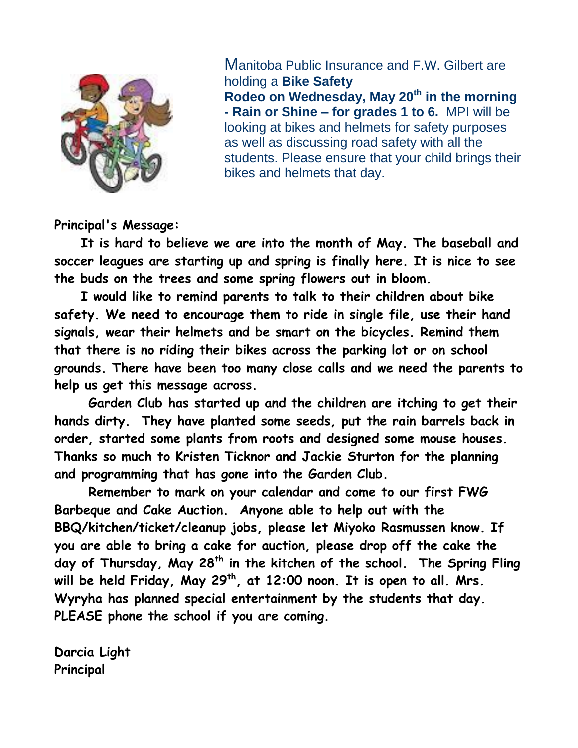Manitoba Public Insurance and F.W. Gilbert are holding a **Bike Safety Rodeo on Wednesday, May 20th in the morning - Rain or Shine – for grades 1 to 6.** MPI will be looking at bikes and helmets for safety purposes as well as discussing road safety with all the students. Please ensure that your child brings their bikes and helmets that day.

**Principal's Message:**

**It is hard to believe we are into the month of May. The baseball and soccer leagues are starting up and spring is finally here. It is nice to see the buds on the trees and some spring flowers out in bloom.**

**I would like to remind parents to talk to their children about bike safety. We need to encourage them to ride in single file, use their hand signals, wear their helmets and be smart on the bicycles. Remind them that there is no riding their bikes across the parking lot or on school grounds. There have been too many close calls and we need the parents to help us get this message across.**

**Garden Club has started up and the children are itching to get their hands dirty. They have planted some seeds, put the rain barrels back in order, started some plants from roots and designed some mouse houses. Thanks so much to Kristen Ticknor and Jackie Sturton for the planning and programming that has gone into the Garden Club.**

**Remember to mark on your calendar and come to our first FWG Barbeque and Cake Auction. Anyone able to help out with the BBQ/kitchen/ticket/cleanup jobs, please let Miyoko Rasmussen know. If you are able to bring a cake for auction, please drop off the cake the day of Thursday, May 28th in the kitchen of the school. The Spring Fling will be held Friday, May 29th, at 12:00 noon. It is open to all. Mrs. Wyryha has planned special entertainment by the students that day. PLEASE phone the school if you are coming.**

**Darcia Light**
**Principal**